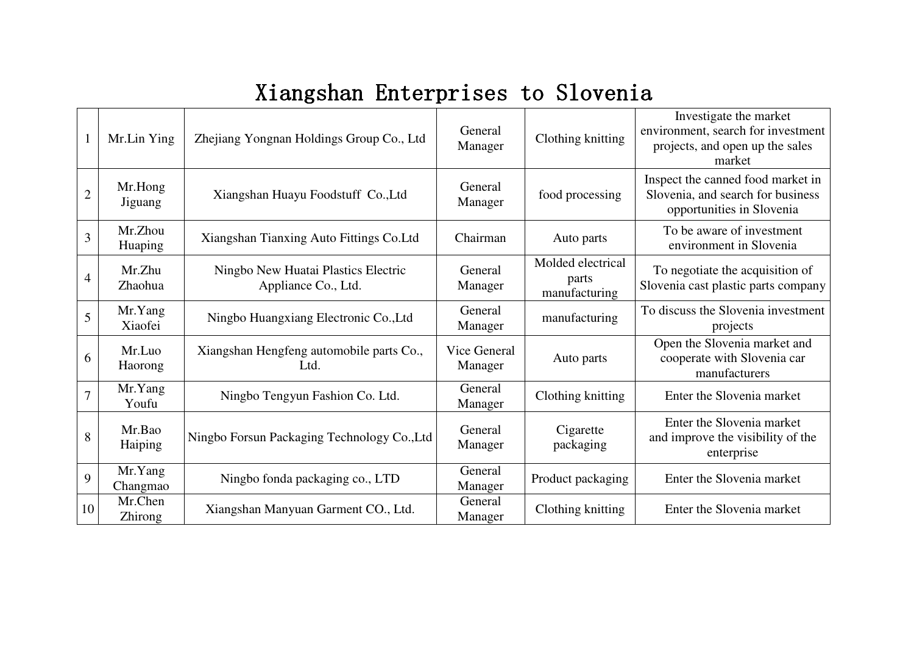# Xiangshan Enterprises to Slovenia

| | | | | | |
|---|---|---|---|---|---|
| 1 | Mr.Lin Ying | Zhejiang Yongnan Holdings Group Co., Ltd | General Manager | Clothing knitting | Investigate the market environment, search for investment projects, and open up the sales market |
| 2 | Mr.Hong Jiguang | Xiangshan Huayu Foodstuff Co.,Ltd | General Manager | food processing | Inspect the canned food market in Slovenia, and search for business opportunities in Slovenia |
| 3 | Mr.Zhou Huaping | Xiangshan Tianxing Auto Fittings Co.Ltd | Chairman | Auto parts | To be aware of investment environment in Slovenia |
| 4 | Mr.Zhu Zhaohua | Ningbo New Huatai Plastics Electric Appliance Co., Ltd. | General Manager | Molded electrical parts manufacturing | To negotiate the acquisition of Slovenia cast plastic parts company |
| 5 | Mr.Yang Xiaofei | Ningbo Huangxiang Electronic Co.,Ltd | General Manager | manufacturing | To discuss the Slovenia investment projects |
| 6 | Mr.Luo Haorong | Xiangshan Hengfeng automobile parts Co., Ltd. | Vice General Manager | Auto parts | Open the Slovenia market and cooperate with Slovenia car manufacturers |
| 7 | Mr.Yang Youfu | Ningbo Tengyun Fashion Co. Ltd. | General Manager | Clothing knitting | Enter the Slovenia market |
| 8 | Mr.Bao Haiping | Ningbo Forsun Packaging Technology Co.,Ltd | General Manager | Cigarette packaging | Enter the Slovenia market and improve the visibility of the enterprise |
| 9 | Mr.Yang Changmao | Ningbo fonda packaging co., LTD | General Manager | Product packaging | Enter the Slovenia market |
| 10 | Mr.Chen Zhirong | Xiangshan Manyuan Garment CO., Ltd. | General Manager | Clothing knitting | Enter the Slovenia market |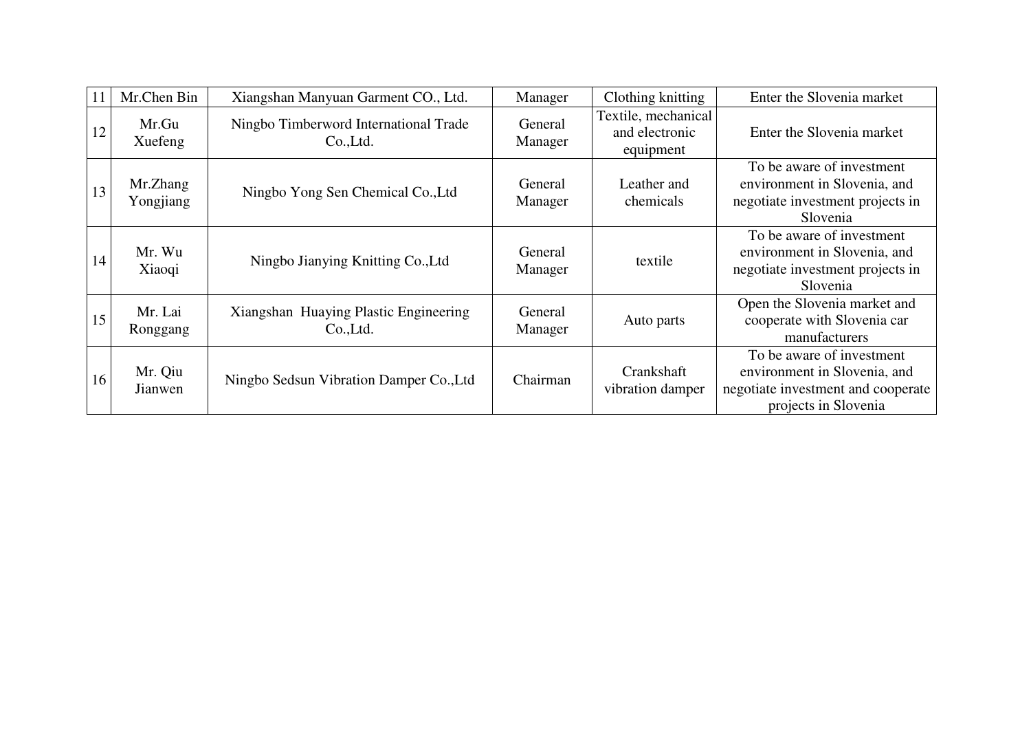| | | | | | |
|---|---|---|---|---|---|
| 11 | Mr.Chen Bin | Xiangshan Manyuan Garment CO., Ltd. | Manager | Clothing knitting | Enter the Slovenia market |
| 12 | Mr.Gu Xuefeng | Ningbo Timberword International Trade Co.,Ltd. | General Manager | Textile, mechanical and electronic equipment | Enter the Slovenia market |
| 13 | Mr.Zhang Yongjiang | Ningbo Yong Sen Chemical Co.,Ltd | General Manager | Leather and chemicals | To be aware of investment environment in Slovenia, and negotiate investment projects in Slovenia |
| 14 | Mr. Wu Xiaoqi | Ningbo Jianying Knitting Co.,Ltd | General Manager | textile | To be aware of investment environment in Slovenia, and negotiate investment projects in Slovenia |
| 15 | Mr. Lai Ronggang | Xiangshan Huaying Plastic Engineering Co.,Ltd. | General Manager | Auto parts | Open the Slovenia market and cooperate with Slovenia car manufacturers |
| 16 | Mr. Qiu Jianwen | Ningbo Sedsun Vibration Damper Co.,Ltd | Chairman | Crankshaft vibration damper | To be aware of investment environment in Slovenia, and negotiate investment and cooperate projects in Slovenia |